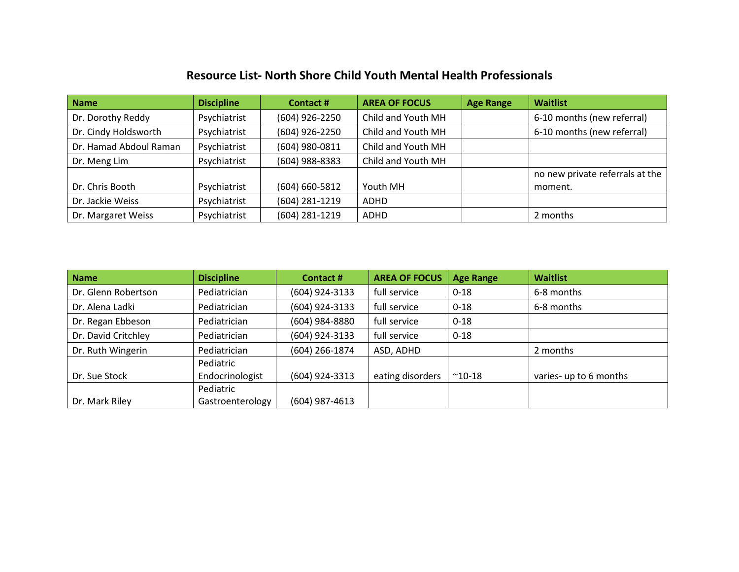# Resource List- North Shore Child Youth Mental Health Professionals

| Name | Discipline | Contact # | AREA OF FOCUS | Age Range | Waitlist |
|---|---|---|---|---|---|
| Dr. Dorothy Reddy | Psychiatrist | (604) 926-2250 | Child and Youth MH | | 6-10 months (new referral) |
| Dr. Cindy Holdsworth | Psychiatrist | (604) 926-2250 | Child and Youth MH | | 6-10 months (new referral) |
| Dr. Hamad Abdoul Raman | Psychiatrist | (604) 980-0811 | Child and Youth MH | | |
| Dr. Meng Lim | Psychiatrist | (604) 988-8383 | Child and Youth MH | | |
| Dr. Chris Booth | Psychiatrist | (604) 660-5812 | Youth MH | | no new private referrals at the moment. |
| Dr. Jackie Weiss | Psychiatrist | (604) 281-1219 | ADHD | | |
| Dr. Margaret Weiss | Psychiatrist | (604) 281-1219 | ADHD | | 2 months |

| Name | Discipline | Contact # | AREA OF FOCUS | Age Range | Waitlist |
|---|---|---|---|---|---|
| Dr. Glenn Robertson | Pediatrician | (604) 924-3133 | full service | 0-18 | 6-8 months |
| Dr. Alena Ladki | Pediatrician | (604) 924-3133 | full service | 0-18 | 6-8 months |
| Dr. Regan Ebbeson | Pediatrician | (604) 984-8880 | full service | 0-18 | |
| Dr. David Critchley | Pediatrician | (604) 924-3133 | full service | 0-18 | |
| Dr. Ruth Wingerin | Pediatrician | (604) 266-1874 | ASD, ADHD | | 2 months |
| Dr. Sue Stock | Pediatric Endocrinologist | (604) 924-3313 | eating disorders | ~10-18 | varies- up to 6 months |
| Dr. Mark Riley | Pediatric Gastroenterology | (604) 987-4613 | | | |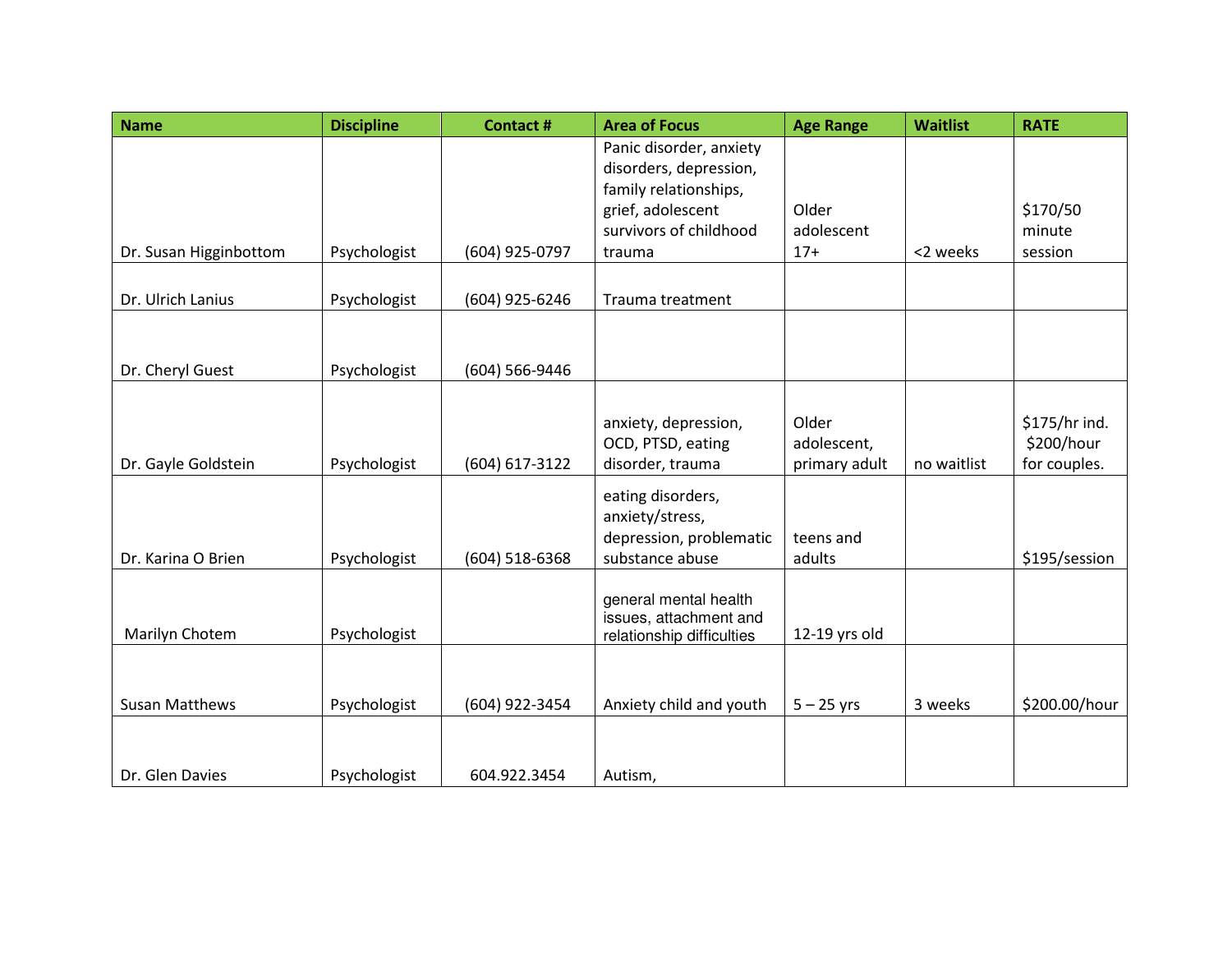| Name | Discipline | Contact # | Area of Focus | Age Range | Waitlist | RATE |
| --- | --- | --- | --- | --- | --- | --- |
| Dr. Susan Higginbottom | Psychologist | (604) 925-0797 | Panic disorder, anxiety disorders, depression, family relationships, grief, adolescent survivors of childhood trauma | Older adolescent 17+ | <2 weeks | $170/50 minute session |
| Dr. Ulrich Lanius | Psychologist | (604) 925-6246 | Trauma treatment | | | |
| Dr. Cheryl Guest | Psychologist | (604) 566-9446 | | | | |
| Dr. Gayle Goldstein | Psychologist | (604) 617-3122 | anxiety, depression, OCD, PTSD, eating disorder, trauma | Older adolescent, primary adult | no waitlist | $175/hr ind. $200/hour for couples. |
| Dr. Karina O Brien | Psychologist | (604) 518-6368 | eating disorders, anxiety/stress, depression, problematic substance abuse | teens and adults | | $195/session |
| Marilyn Chotem | Psychologist | | general mental health issues, attachment and relationship difficulties | 12-19 yrs old | | |
| Susan Matthews | Psychologist | (604) 922-3454 | Anxiety child and youth | 5 – 25 yrs | 3 weeks | $200.00/hour |
| Dr. Glen Davies | Psychologist | 604.922.3454 | Autism, | | | |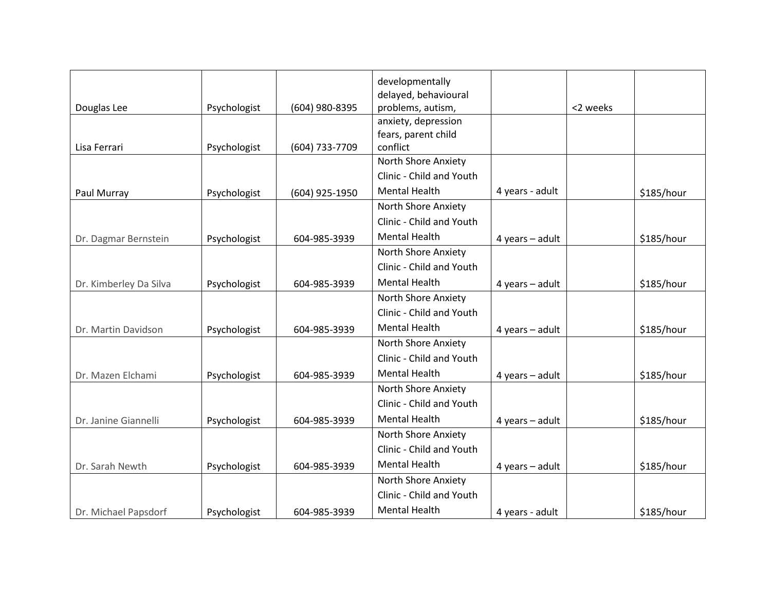| | | | | | | |
|---|---|---|---|---|---|---|
| Douglas Lee | Psychologist | (604) 980-8395 | developmentally delayed, behavioural problems, autism, | | <2 weeks | |
| Lisa Ferrari | Psychologist | (604) 733-7709 | anxiety, depression fears, parent child conflict | | | |
| Paul Murray | Psychologist | (604) 925-1950 | North Shore Anxiety Clinic - Child and Youth Mental Health | 4 years - adult | | $185/hour |
| Dr. Dagmar Bernstein | Psychologist | 604-985-3939 | North Shore Anxiety Clinic - Child and Youth Mental Health | 4 years – adult | | $185/hour |
| Dr. Kimberley Da Silva | Psychologist | 604-985-3939 | North Shore Anxiety Clinic - Child and Youth Mental Health | 4 years – adult | | $185/hour |
| Dr. Martin Davidson | Psychologist | 604-985-3939 | North Shore Anxiety Clinic - Child and Youth Mental Health | 4 years – adult | | $185/hour |
| Dr. Mazen Elchami | Psychologist | 604-985-3939 | North Shore Anxiety Clinic - Child and Youth Mental Health | 4 years – adult | | $185/hour |
| Dr. Janine Giannelli | Psychologist | 604-985-3939 | North Shore Anxiety Clinic - Child and Youth Mental Health | 4 years – adult | | $185/hour |
| Dr. Sarah Newth | Psychologist | 604-985-3939 | North Shore Anxiety Clinic - Child and Youth Mental Health | 4 years – adult | | $185/hour |
| Dr. Michael Papsdorf | Psychologist | 604-985-3939 | North Shore Anxiety Clinic - Child and Youth Mental Health | 4 years - adult | | $185/hour |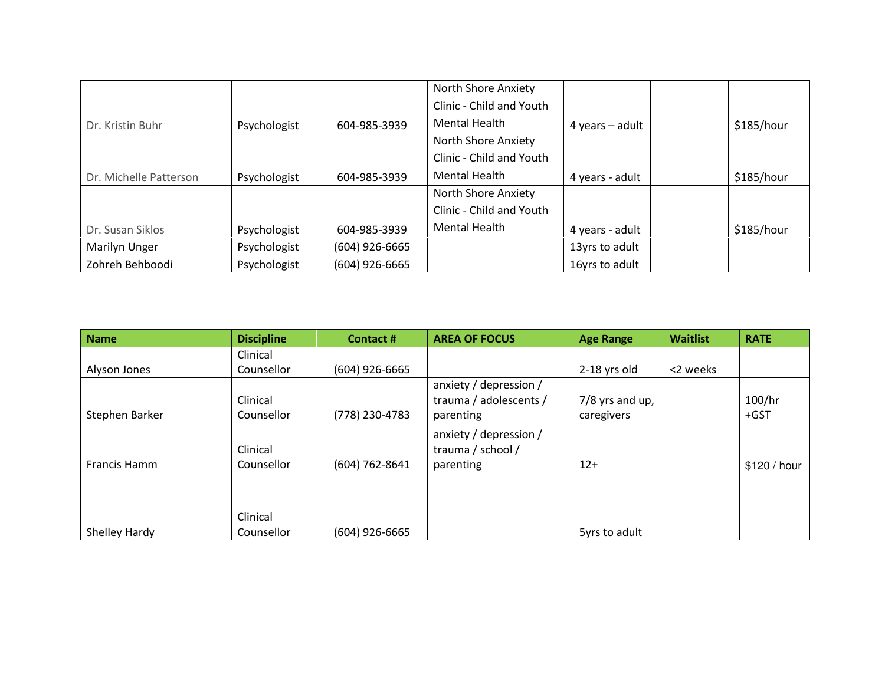| | | | | | | |
|---|---|---|---|---|---|---|
| Dr. Kristin Buhr | Psychologist | 604-985-3939 | North Shore Anxiety Clinic - Child and Youth Mental Health | 4 years – adult | | $185/hour |
| Dr. Michelle Patterson | Psychologist | 604-985-3939 | North Shore Anxiety Clinic - Child and Youth Mental Health | 4 years - adult | | $185/hour |
| Dr. Susan Siklos | Psychologist | 604-985-3939 | North Shore Anxiety Clinic - Child and Youth Mental Health | 4 years - adult | | $185/hour |
| Marilyn Unger | Psychologist | (604) 926-6665 | | 13yrs to adult | | |
| Zohreh Behboodi | Psychologist | (604) 926-6665 | | 16yrs to adult | | |

| **Name** | **Discipline** | **Contact #** | **AREA OF FOCUS** | **Age Range** | **Waitlist** | **RATE** |
|---|---|---|---|---|---|---|
| Alyson Jones | Clinical Counsellor | (604) 926-6665 | | 2-18 yrs old | <2 weeks | |
| Stephen Barker | Clinical Counsellor | (778) 230-4783 | anxiety / depression / trauma / adolescents / parenting | 7/8 yrs and up, caregivers | | 100/hr +GST |
| Francis Hamm | Clinical Counsellor | (604) 762-8641 | anxiety / depression / trauma / school / parenting | 12+ | | $120 / hour |
| Shelley Hardy | Clinical Counsellor | (604) 926-6665 | | 5yrs to adult | | |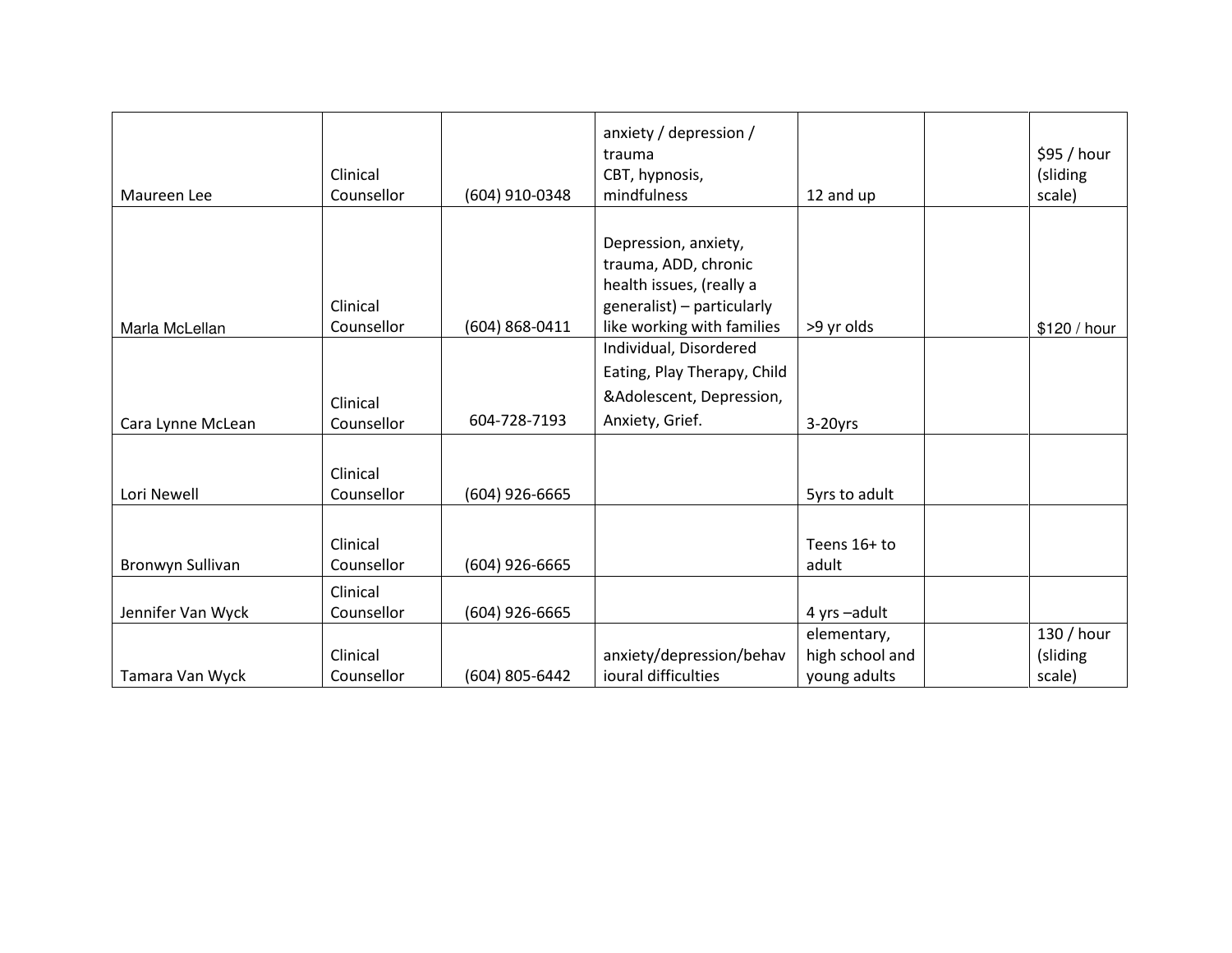| | | | | | | |
|---|---|---|---|---|---|---|
| Maureen Lee | Clinical Counsellor | (604) 910-0348 | anxiety / depression / trauma CBT, hypnosis, mindfulness | 12 and up | | $95 / hour (sliding scale) |
| Marla McLellan | Clinical Counsellor | (604) 868-0411 | Depression, anxiety, trauma, ADD, chronic health issues, (really a generalist) – particularly like working with families | >9 yr olds | | $120 / hour |
| Cara Lynne McLean | Clinical Counsellor | 604-728-7193 | Individual, Disordered Eating, Play Therapy, Child &Adolescent, Depression, Anxiety, Grief. | 3-20yrs | | |
| Lori Newell | Clinical Counsellor | (604) 926-6665 | | 5yrs to adult | | |
| Bronwyn Sullivan | Clinical Counsellor | (604) 926-6665 | | Teens 16+ to adult | | |
| Jennifer Van Wyck | Clinical Counsellor | (604) 926-6665 | | 4 yrs –adult | | |
| Tamara Van Wyck | Clinical Counsellor | (604) 805-6442 | anxiety/depression/behavioural difficulties | elementary, high school and young adults | | 130 / hour (sliding scale) |